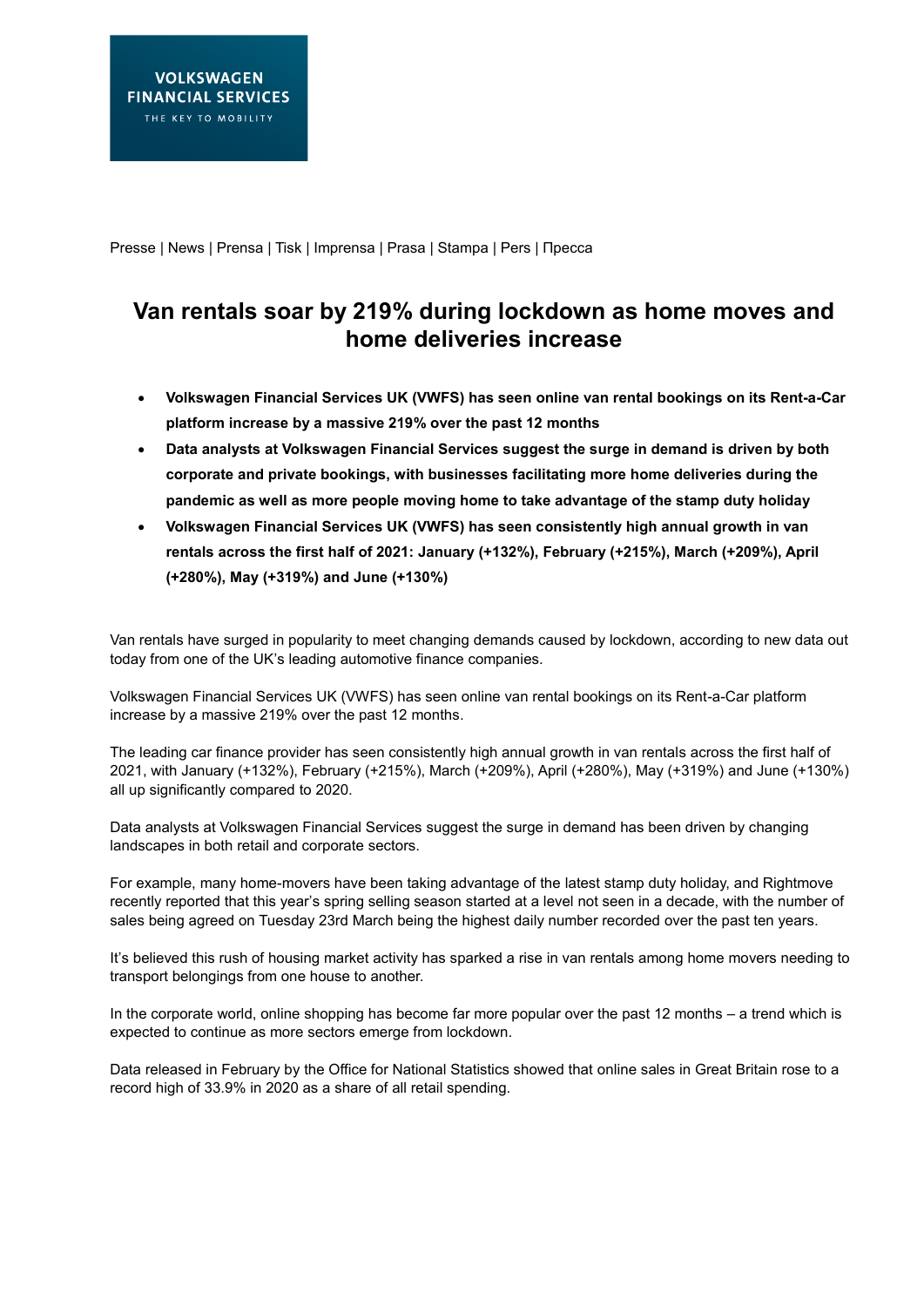VOLKSWAGEN
FINANCIAL SERVICES
THE KEY TO MOBILITY

Presse | News | Prensa | Tisk | Imprensa | Prasa | Stampa | Pers | Пресса

# Van rentals soar by 219% during lockdown as home moves and home deliveries increase

- **Volkswagen Financial Services UK (VWFS) has seen online van rental bookings on its Rent-a-Car platform increase by a massive 219% over the past 12 months**
- **Data analysts at Volkswagen Financial Services suggest the surge in demand is driven by both corporate and private bookings, with businesses facilitating more home deliveries during the pandemic as well as more people moving home to take advantage of the stamp duty holiday**
- **Volkswagen Financial Services UK (VWFS) has seen consistently high annual growth in van rentals across the first half of 2021: January (+132%), February (+215%), March (+209%), April (+280%), May (+319%) and June (+130%)**

Van rentals have surged in popularity to meet changing demands caused by lockdown, according to new data out today from one of the UK's leading automotive finance companies.

Volkswagen Financial Services UK (VWFS) has seen online van rental bookings on its Rent-a-Car platform increase by a massive 219% over the past 12 months.

The leading car finance provider has seen consistently high annual growth in van rentals across the first half of 2021, with January (+132%), February (+215%), March (+209%), April (+280%), May (+319%) and June (+130%) all up significantly compared to 2020.

Data analysts at Volkswagen Financial Services suggest the surge in demand has been driven by changing landscapes in both retail and corporate sectors.

For example, many home-movers have been taking advantage of the latest stamp duty holiday, and Rightmove recently reported that this year's spring selling season started at a level not seen in a decade, with the number of sales being agreed on Tuesday 23rd March being the highest daily number recorded over the past ten years.

It's believed this rush of housing market activity has sparked a rise in van rentals among home movers needing to transport belongings from one house to another.

In the corporate world, online shopping has become far more popular over the past 12 months – a trend which is expected to continue as more sectors emerge from lockdown.

Data released in February by the Office for National Statistics showed that online sales in Great Britain rose to a record high of 33.9% in 2020 as a share of all retail spending.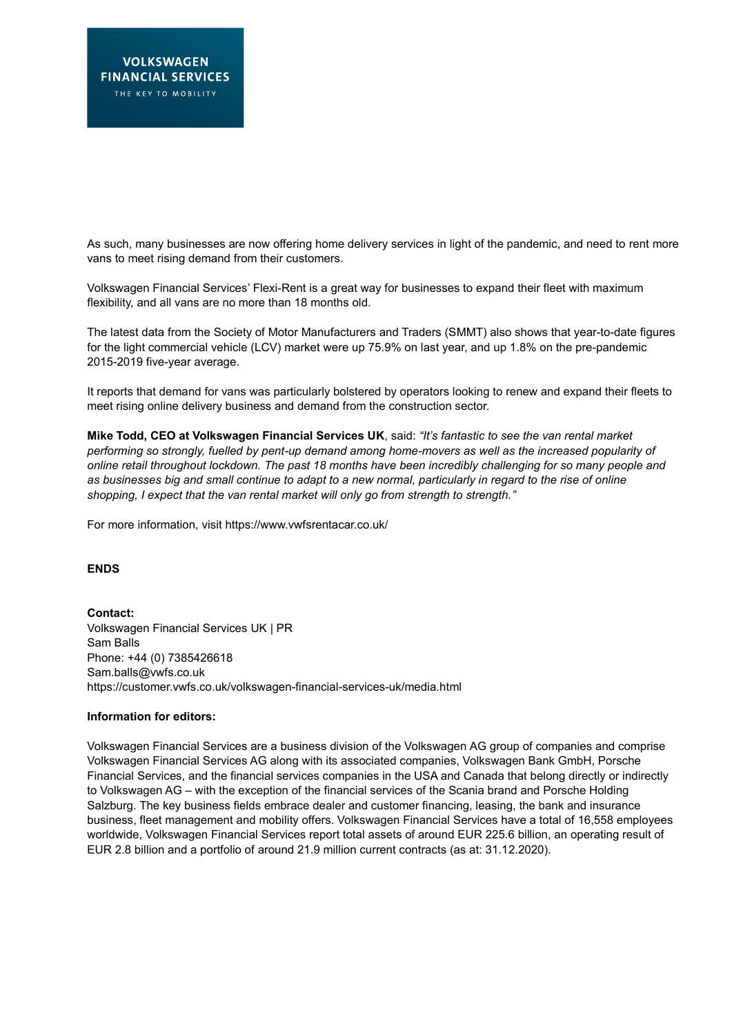As such, many businesses are now offering home delivery services in light of the pandemic, and need to rent more vans to meet rising demand from their customers.

Volkswagen Financial Services' Flexi-Rent is a great way for businesses to expand their fleet with maximum flexibility, and all vans are no more than 18 months old.

The latest data from the Society of Motor Manufacturers and Traders (SMMT) also shows that year-to-date figures for the light commercial vehicle (LCV) market were up 75.9% on last year, and up 1.8% on the pre-pandemic 2015-2019 five-year average.

It reports that demand for vans was particularly bolstered by operators looking to renew and expand their fleets to meet rising online delivery business and demand from the construction sector.

**Mike Todd, CEO at Volkswagen Financial Services UK**, said: *"It's fantastic to see the van rental market performing so strongly, fuelled by pent-up demand among home-movers as well as the increased popularity of online retail throughout lockdown. The past 18 months have been incredibly challenging for so many people and as businesses big and small continue to adapt to a new normal, particularly in regard to the rise of online shopping, I expect that the van rental market will only go from strength to strength."*

For more information, visit https://www.vwfsrentacar.co.uk/

**ENDS**

**Contact:**
Volkswagen Financial Services UK | PR
Sam Balls
Phone: +44 (0) 7385426618
Sam.balls@vwfs.co.uk
https://customer.vwfs.co.uk/volkswagen-financial-services-uk/media.html

**Information for editors:**

Volkswagen Financial Services are a business division of the Volkswagen AG group of companies and comprise Volkswagen Financial Services AG along with its associated companies, Volkswagen Bank GmbH, Porsche Financial Services, and the financial services companies in the USA and Canada that belong directly or indirectly to Volkswagen AG – with the exception of the financial services of the Scania brand and Porsche Holding Salzburg. The key business fields embrace dealer and customer financing, leasing, the bank and insurance business, fleet management and mobility offers. Volkswagen Financial Services have a total of 16,558 employees worldwide, Volkswagen Financial Services report total assets of around EUR 225.6 billion, an operating result of EUR 2.8 billion and a portfolio of around 21.9 million current contracts (as at: 31.12.2020).